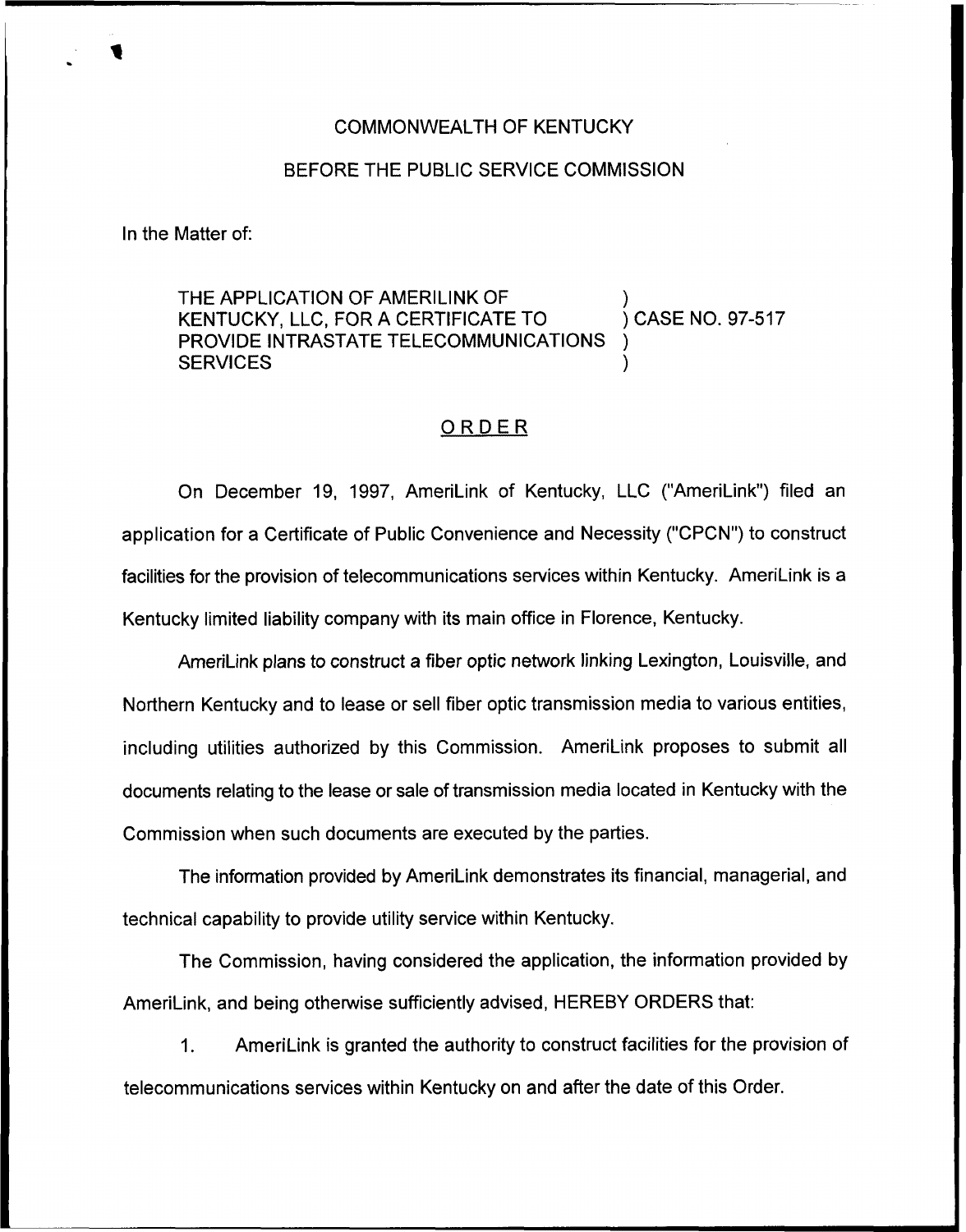COMMONWEALTH OF KENTUCKY

BEFORE THE PUBLIC SERVICE COMMISSION

In the Matter of:

THE APPLICATION OF AMERILINK OF KENTUCKY, LLC, FOR A CERTIFICATE TO PROVIDE INTRASTATE TELECOMMUNICATIONS SERVICES ) CASE NO. 97-517

# ORDER

On December 19, 1997, AmeriLink of Kentucky, LLC ("AmeriLink") filed an application for a Certificate of Public Convenience and Necessity ("CPCN") to construct facilities for the provision of telecommunications services within Kentucky. AmeriLink is a Kentucky limited liability company with its main office in Florence, Kentucky.

AmeriLink plans to construct a fiber optic network linking Lexington, Louisville, and Northern Kentucky and to lease or sell fiber optic transmission media to various entities, including utilities authorized by this Commission. AmeriLink proposes to submit all documents relating to the lease or sale of transmission media located in Kentucky with the Commission when such documents are executed by the parties.

The information provided by AmeriLink demonstrates its financial, managerial, and technical capability to provide utility service within Kentucky.

The Commission, having considered the application, the information provided by AmeriLink, and being otherwise sufficiently advised, HEREBY ORDERS that:

1. AmeriLink is granted the authority to construct facilities for the provision of telecommunications services within Kentucky on and after the date of this Order.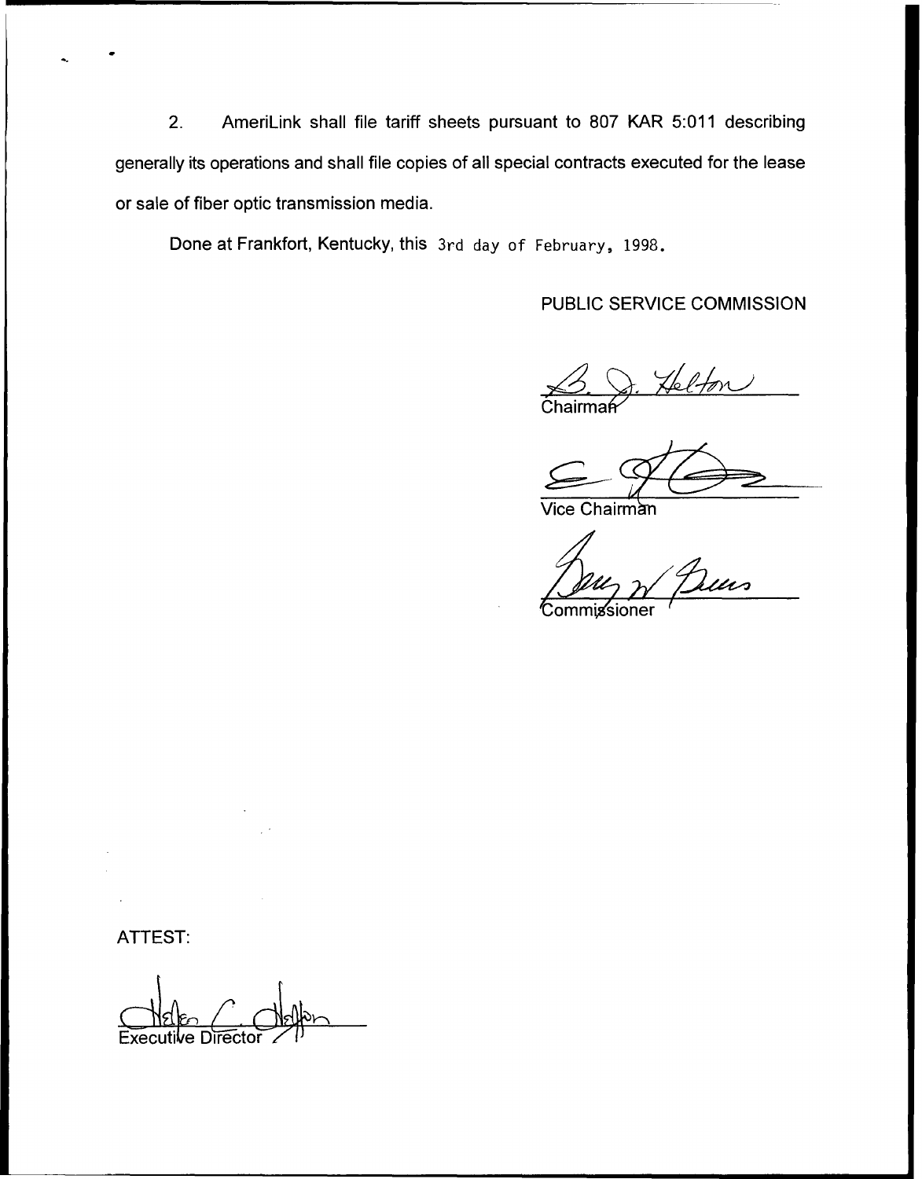2. AmeriLink shall file tariff sheets pursuant to 807 KAR 5:011 describing generally its operations and shall file copies of all special contracts executed for the lease or sale of fiber optic transmission media.

Done at Frankfort, Kentucky, this 3rd day of February, 1998.

PUBLIC SERVICE COMMISSION

Chairman

Vice Chairman

Commissioner

ATTEST:

Executive Director